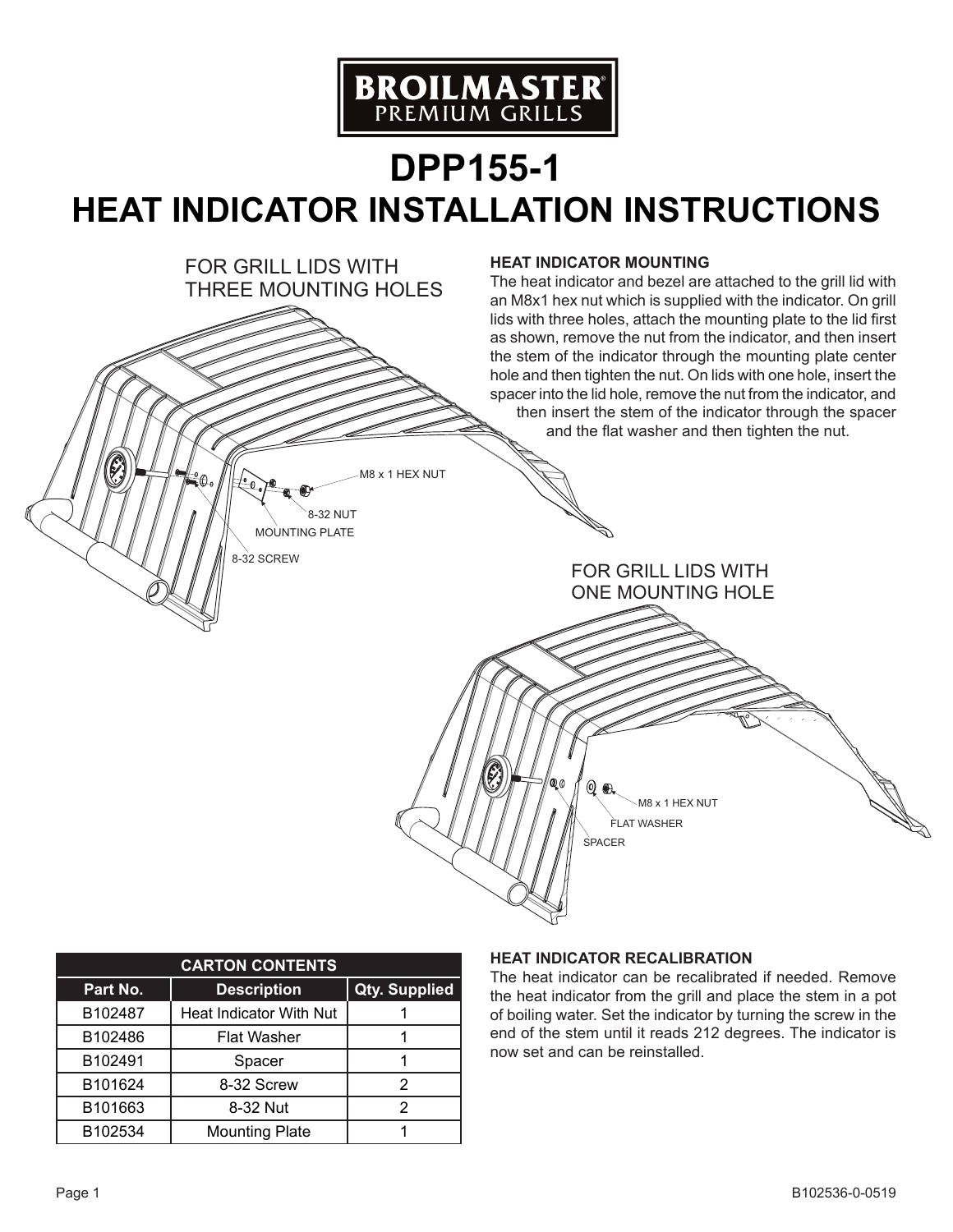BROILMASTER
PREMIUM GRILLS

# DPP155-1
# HEAT INDICATOR INSTALLATION INSTRUCTIONS

FOR GRILL LIDS WITH THREE MOUNTING HOLES

M8 x 1 HEX NUT

8-32 NUT

MOUNTING PLATE

8-32 SCREW

### HEAT INDICATOR MOUNTING

The heat indicator and bezel are attached to the grill lid with an M8x1 hex nut which is supplied with the indicator. On grill lids with three holes, attach the mounting plate to the lid first as shown, remove the nut from the indicator, and then insert the stem of the indicator through the mounting plate center hole and then tighten the nut. On lids with one hole, insert the spacer into the lid hole, remove the nut from the indicator, and then insert the stem of the indicator through the spacer and the flat washer and then tighten the nut.

FOR GRILL LIDS WITH ONE MOUNTING HOLE

M8 x 1 HEX NUT

FLAT WASHER

SPACER

| CARTON CONTENTS | | |
|---|---|---|
| Part No. | Description | Qty. Supplied |
| B102487 | Heat Indicator With Nut | 1 |
| B102486 | Flat Washer | 1 |
| B102491 | Spacer | 1 |
| B101624 | 8-32 Screw | 2 |
| B101663 | 8-32 Nut | 2 |
| B102534 | Mounting Plate | 1 |

### HEAT INDICATOR RECALIBRATION

The heat indicator can be recalibrated if needed. Remove the heat indicator from the grill and place the stem in a pot of boiling water. Set the indicator by turning the screw in the end of the stem until it reads 212 degrees. The indicator is now set and can be reinstalled.

B102536-0-0519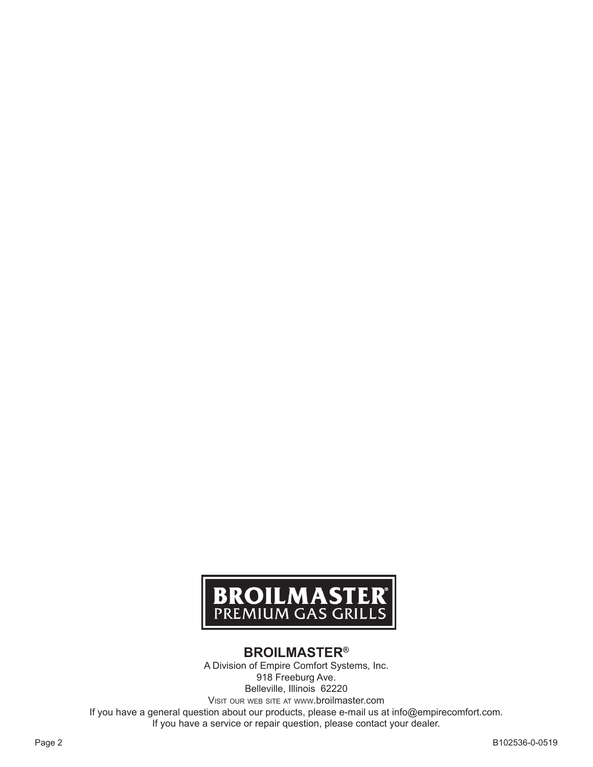BROILMASTER®
PREMIUM GAS GRILLS

**BROILMASTER®**

A Division of Empire Comfort Systems, Inc.

918 Freeburg Ave.

Belleville, Illinois 62220

Visit our web site at www.broilmaster.com

If you have a general question about our products, please e-mail us at info@empirecomfort.com.

If you have a service or repair question, please contact your dealer.

B102536-0-0519